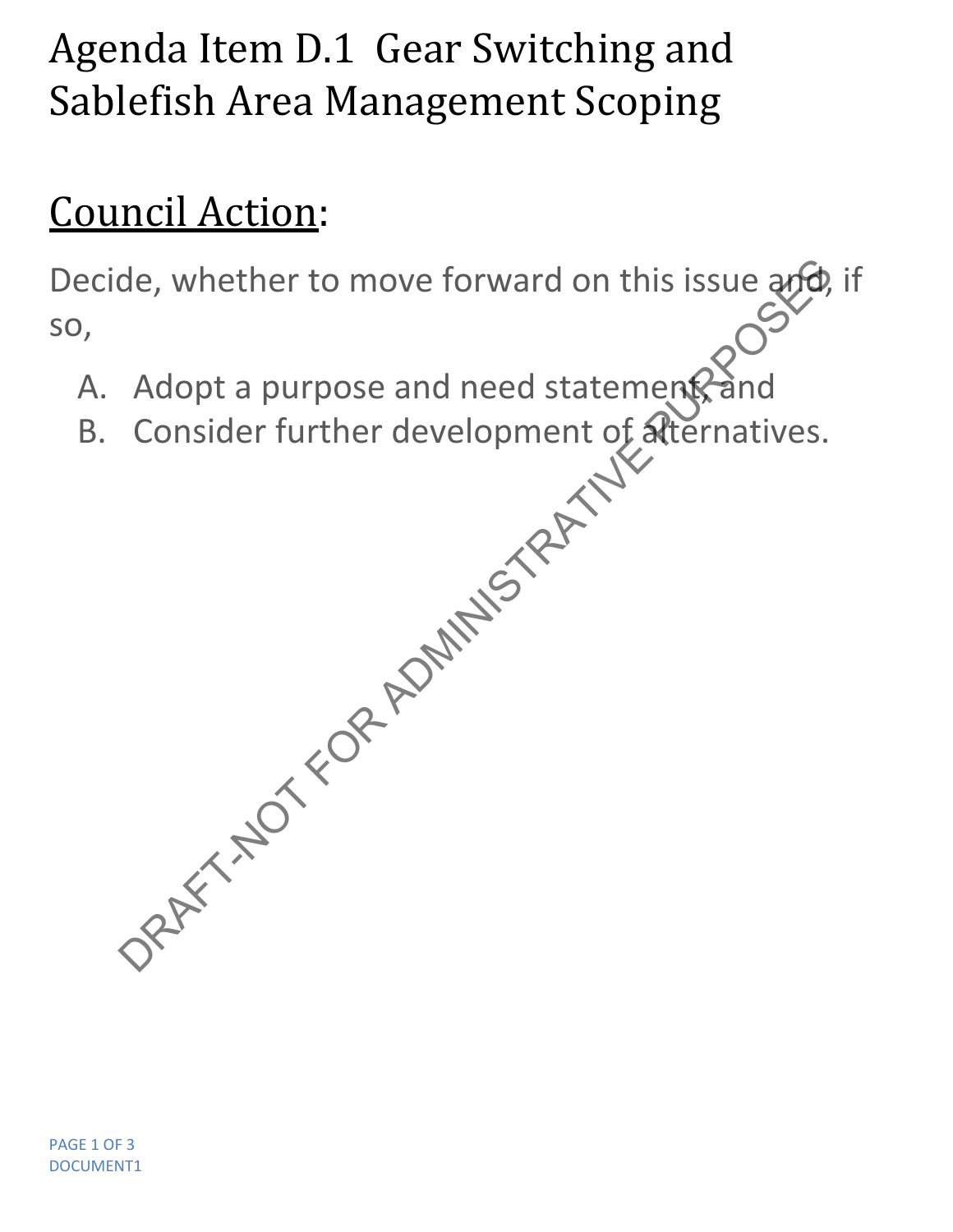# Agenda Item D.1 Gear Switching and Sablefish Area Management Scoping

## Council Action:

Decide, whether to move forward on this issue and, if so,

A. Adopt a purpose and need statement, and
B. Consider further development of alternatives.

DRAFT-NOT FOR ADMINISTRATIVE PURPOSES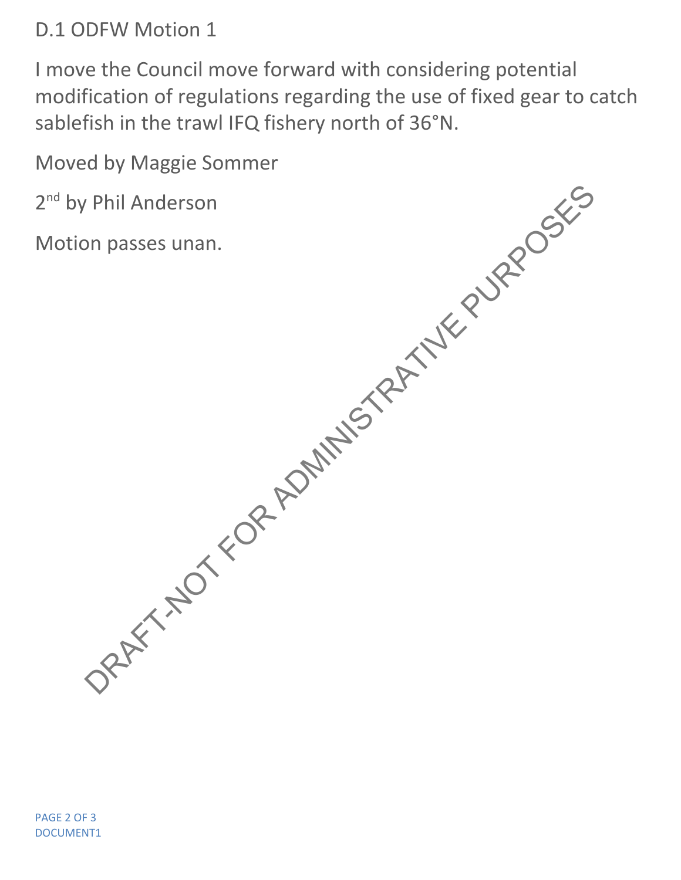D.1 ODFW Motion 1

I move the Council move forward with considering potential modification of regulations regarding the use of fixed gear to catch sablefish in the trawl IFQ fishery north of 36°N.

Moved by Maggie Sommer

2nd by Phil Anderson

Motion passes unan.

DRAFT-NOT FOR ADMINISTRATIVE PURPOSES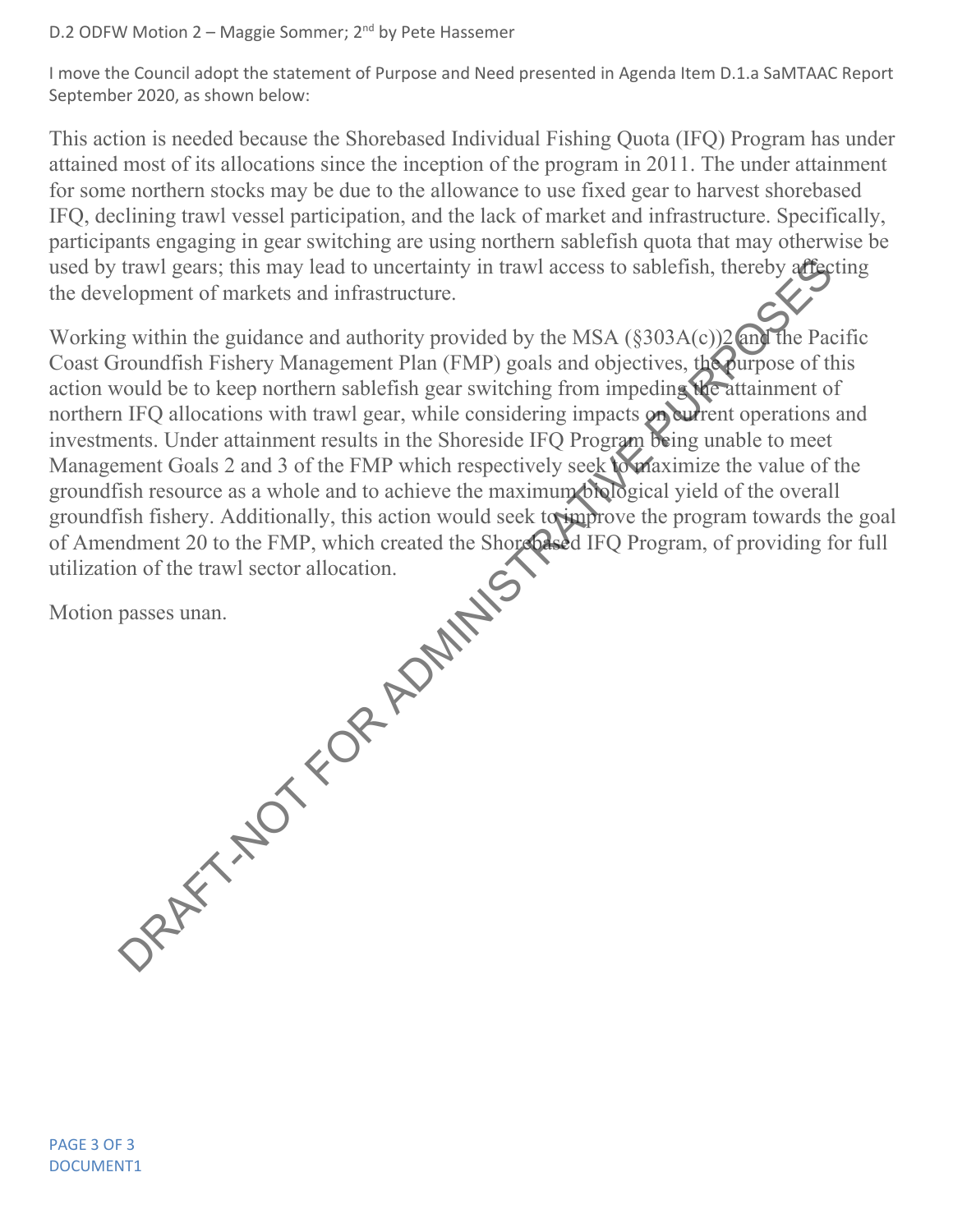D.2 ODFW Motion 2 – Maggie Sommer; 2nd by Pete Hassemer

I move the Council adopt the statement of Purpose and Need presented in Agenda Item D.1.a SaMTAAC Report September 2020, as shown below:

This action is needed because the Shorebased Individual Fishing Quota (IFQ) Program has under attained most of its allocations since the inception of the program in 2011. The under attainment for some northern stocks may be due to the allowance to use fixed gear to harvest shorebased IFQ, declining trawl vessel participation, and the lack of market and infrastructure. Specifically, participants engaging in gear switching are using northern sablefish quota that may otherwise be used by trawl gears; this may lead to uncertainty in trawl access to sablefish, thereby affecting the development of markets and infrastructure.

Working within the guidance and authority provided by the MSA (§303A(c))2 and the Pacific Coast Groundfish Fishery Management Plan (FMP) goals and objectives, the purpose of this action would be to keep northern sablefish gear switching from impeding the attainment of northern IFQ allocations with trawl gear, while considering impacts on current operations and investments. Under attainment results in the Shoreside IFQ Program being unable to meet Management Goals 2 and 3 of the FMP which respectively seek to maximize the value of the groundfish resource as a whole and to achieve the maximum biological yield of the overall groundfish fishery. Additionally, this action would seek to improve the program towards the goal of Amendment 20 to the FMP, which created the Shorebased IFQ Program, of providing for full utilization of the trawl sector allocation.

Motion passes unan.